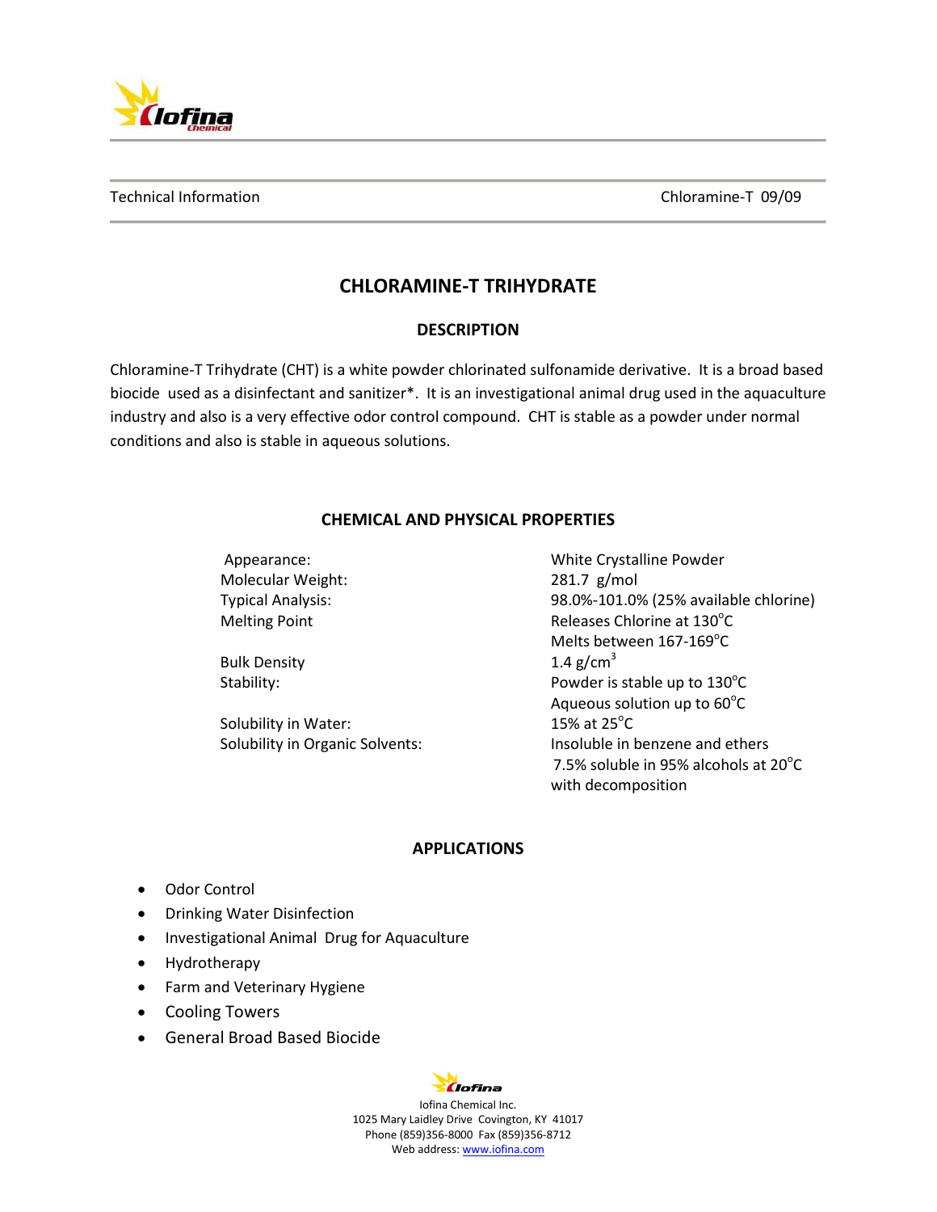Technical Information | Chloramine-T 09/09

# CHLORAMINE-T TRIHYDRATE

## DESCRIPTION

Chloramine-T Trihydrate (CHT) is a white powder chlorinated sulfonamide derivative. It is a broad based biocide used as a disinfectant and sanitizer*. It is an investigational animal drug used in the aquaculture industry and also is a very effective odor control compound. CHT is stable as a powder under normal conditions and also is stable in aqueous solutions.

## CHEMICAL AND PHYSICAL PROPERTIES

| Property | Value |
|---|---|
| Appearance: | White Crystalline Powder |
| Molecular Weight: | 281.7 g/mol |
| Typical Analysis: | 98.0%-101.0% (25% available chlorine) |
| Melting Point | Releases Chlorine at 130°C<br>Melts between 167-169°C |
| Bulk Density | 1.4 g/cm$^3$ |
| Stability: | Powder is stable up to 130°C<br>Aqueous solution up to 60°C |
| Solubility in Water: | 15% at 25°C |
| Solubility in Organic Solvents: | Insoluble in benzene and ethers<br>7.5% soluble in 95% alcohols at 20°C with decomposition |

## APPLICATIONS

- Odor Control
- Drinking Water Disinfection
- Investigational Animal Drug for Aquaculture
- Hydrotherapy
- Farm and Veterinary Hygiene
- Cooling Towers
- General Broad Based Biocide

Iofina Chemical Inc.
1025 Mary Laidley Drive Covington, KY 41017
Phone (859)356-8000 Fax (859)356-8712
Web address: www.iofina.com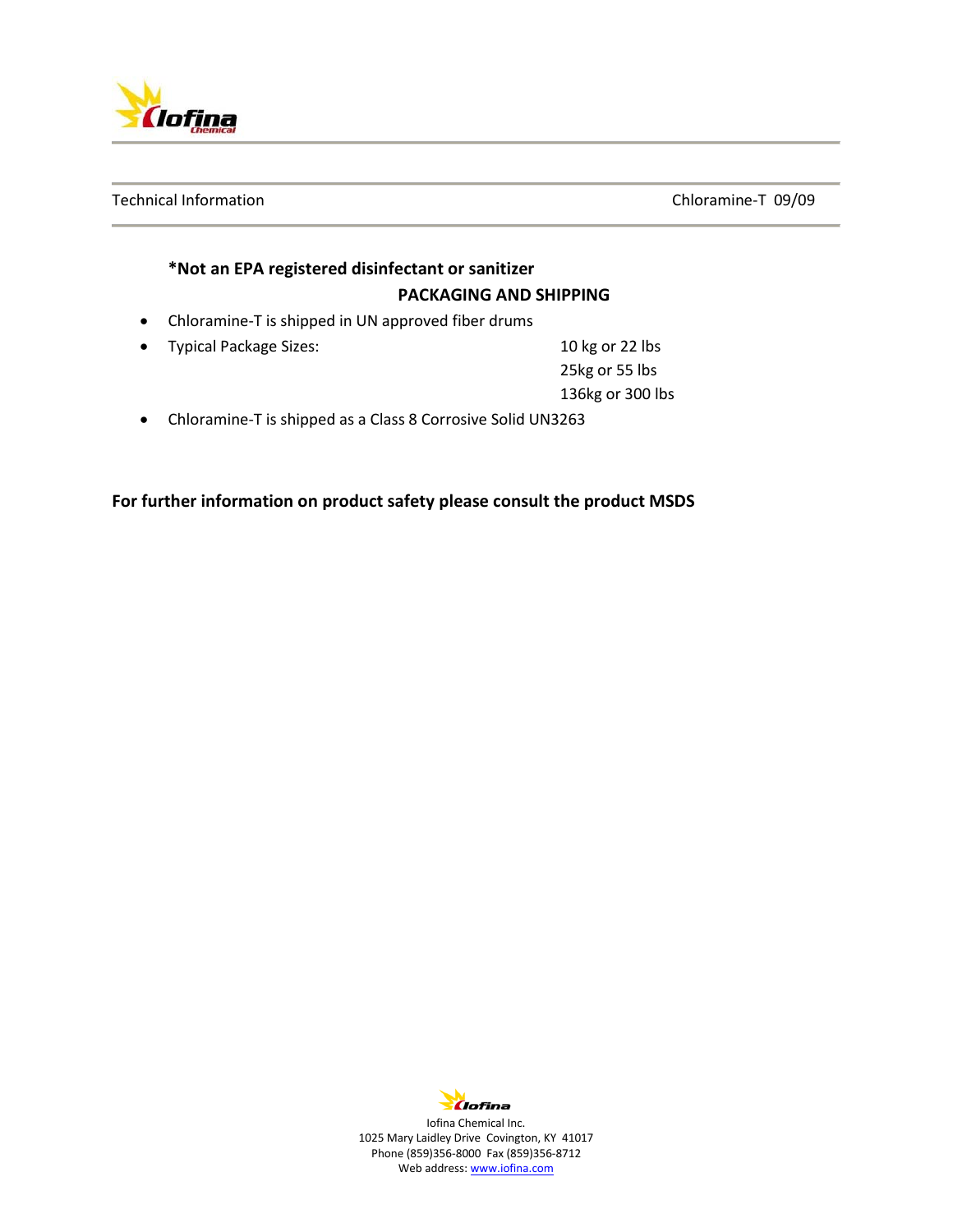Technical Information　　　　　　　　　　　　　　　　　　　　　　　　　　Chloramine-T 09/09

**\*Not an EPA registered disinfectant or sanitizer**

## PACKAGING AND SHIPPING

- Chloramine-T is shipped in UN approved fiber drums
- Typical Package Sizes:
  - 10 kg or 22 lbs
  - 25kg or 55 lbs
  - 136kg or 300 lbs
- Chloramine-T is shipped as a Class 8 Corrosive Solid UN3263

**For further information on product safety please consult the product MSDS**

Iofina Chemical Inc.
1025 Mary Laidley Drive Covington, KY 41017
Phone (859)356-8000 Fax (859)356-8712
Web address: www.iofina.com